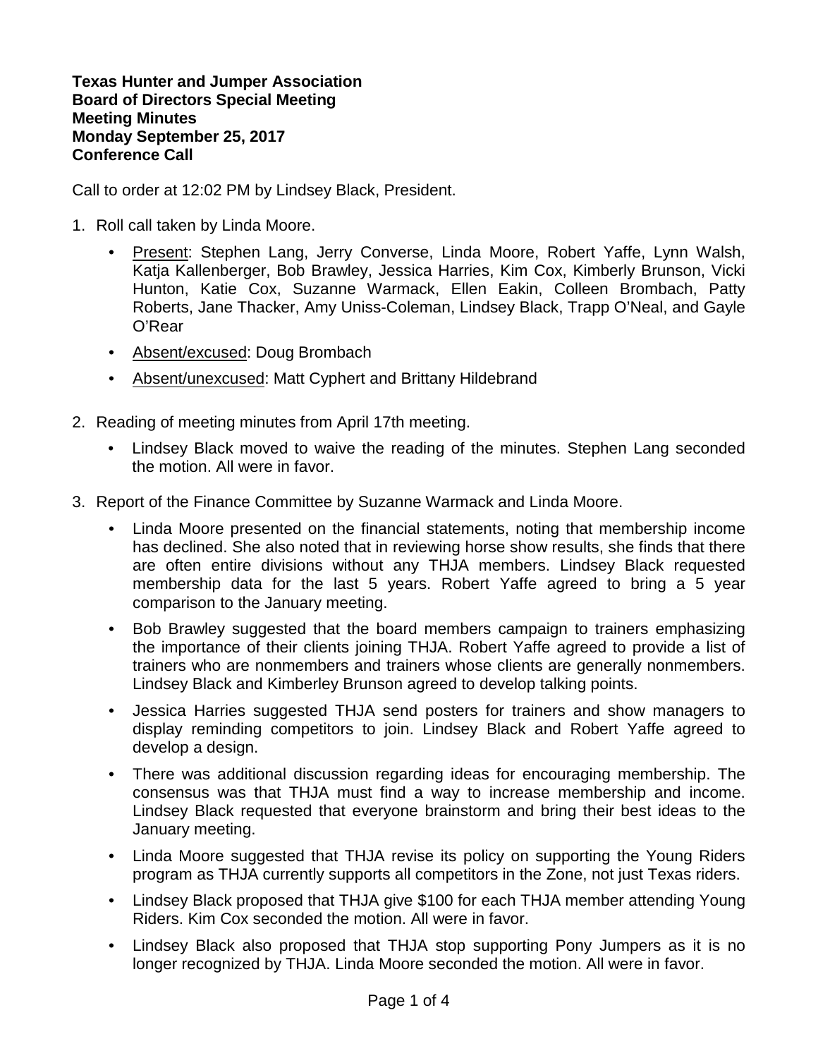**Texas Hunter and Jumper Association**
**Board of Directors Special Meeting**
**Meeting Minutes**
**Monday September 25, 2017**
**Conference Call**

Call to order at 12:02 PM by Lindsey Black, President.

1. Roll call taken by Linda Moore.
   - Present: Stephen Lang, Jerry Converse, Linda Moore, Robert Yaffe, Lynn Walsh, Katja Kallenberger, Bob Brawley, Jessica Harries, Kim Cox, Kimberly Brunson, Vicki Hunton, Katie Cox, Suzanne Warmack, Ellen Eakin, Colleen Brombach, Patty Roberts, Jane Thacker, Amy Uniss-Coleman, Lindsey Black, Trapp O'Neal, and Gayle O'Rear
   - Absent/excused: Doug Brombach
   - Absent/unexcused: Matt Cyphert and Brittany Hildebrand

2. Reading of meeting minutes from April 17th meeting.
   - Lindsey Black moved to waive the reading of the minutes. Stephen Lang seconded the motion. All were in favor.

3. Report of the Finance Committee by Suzanne Warmack and Linda Moore.
   - Linda Moore presented on the financial statements, noting that membership income has declined. She also noted that in reviewing horse show results, she finds that there are often entire divisions without any THJA members. Lindsey Black requested membership data for the last 5 years. Robert Yaffe agreed to bring a 5 year comparison to the January meeting.
   - Bob Brawley suggested that the board members campaign to trainers emphasizing the importance of their clients joining THJA. Robert Yaffe agreed to provide a list of trainers who are nonmembers and trainers whose clients are generally nonmembers. Lindsey Black and Kimberley Brunson agreed to develop talking points.
   - Jessica Harries suggested THJA send posters for trainers and show managers to display reminding competitors to join. Lindsey Black and Robert Yaffe agreed to develop a design.
   - There was additional discussion regarding ideas for encouraging membership. The consensus was that THJA must find a way to increase membership and income. Lindsey Black requested that everyone brainstorm and bring their best ideas to the January meeting.
   - Linda Moore suggested that THJA revise its policy on supporting the Young Riders program as THJA currently supports all competitors in the Zone, not just Texas riders.
   - Lindsey Black proposed that THJA give $100 for each THJA member attending Young Riders. Kim Cox seconded the motion. All were in favor.
   - Lindsey Black also proposed that THJA stop supporting Pony Jumpers as it is no longer recognized by THJA. Linda Moore seconded the motion. All were in favor.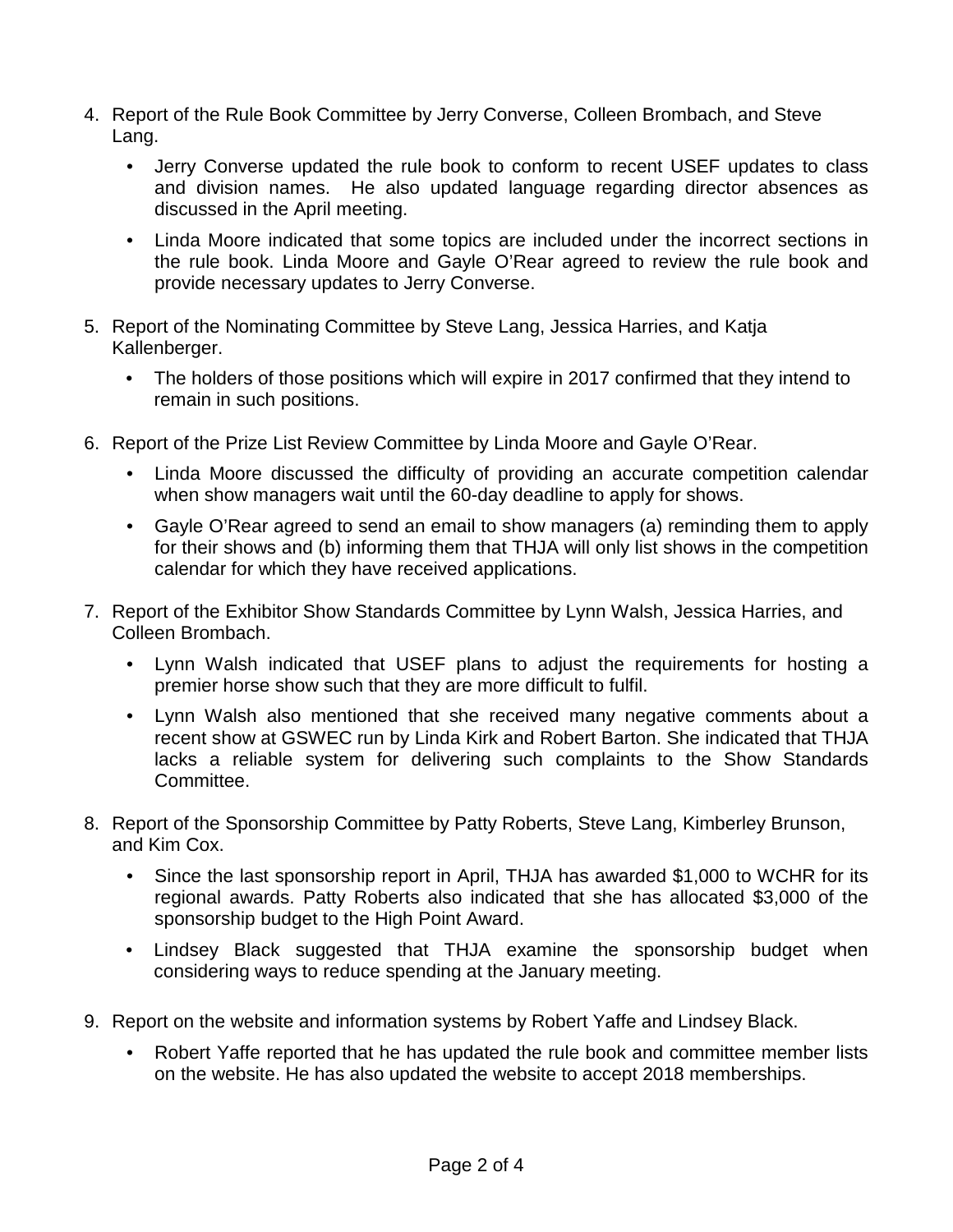4. Report of the Rule Book Committee by Jerry Converse, Colleen Brombach, and Steve Lang.
    - Jerry Converse updated the rule book to conform to recent USEF updates to class and division names. He also updated language regarding director absences as discussed in the April meeting.
    - Linda Moore indicated that some topics are included under the incorrect sections in the rule book. Linda Moore and Gayle O'Rear agreed to review the rule book and provide necessary updates to Jerry Converse.
5. Report of the Nominating Committee by Steve Lang, Jessica Harries, and Katja Kallenberger.
    - The holders of those positions which will expire in 2017 confirmed that they intend to remain in such positions.
6. Report of the Prize List Review Committee by Linda Moore and Gayle O'Rear.
    - Linda Moore discussed the difficulty of providing an accurate competition calendar when show managers wait until the 60-day deadline to apply for shows.
    - Gayle O'Rear agreed to send an email to show managers (a) reminding them to apply for their shows and (b) informing them that THJA will only list shows in the competition calendar for which they have received applications.
7. Report of the Exhibitor Show Standards Committee by Lynn Walsh, Jessica Harries, and Colleen Brombach.
    - Lynn Walsh indicated that USEF plans to adjust the requirements for hosting a premier horse show such that they are more difficult to fulfil.
    - Lynn Walsh also mentioned that she received many negative comments about a recent show at GSWEC run by Linda Kirk and Robert Barton. She indicated that THJA lacks a reliable system for delivering such complaints to the Show Standards Committee.
8. Report of the Sponsorship Committee by Patty Roberts, Steve Lang, Kimberley Brunson, and Kim Cox.
    - Since the last sponsorship report in April, THJA has awarded $1,000 to WCHR for its regional awards. Patty Roberts also indicated that she has allocated $3,000 of the sponsorship budget to the High Point Award.
    - Lindsey Black suggested that THJA examine the sponsorship budget when considering ways to reduce spending at the January meeting.
9. Report on the website and information systems by Robert Yaffe and Lindsey Black.
    - Robert Yaffe reported that he has updated the rule book and committee member lists on the website. He has also updated the website to accept 2018 memberships.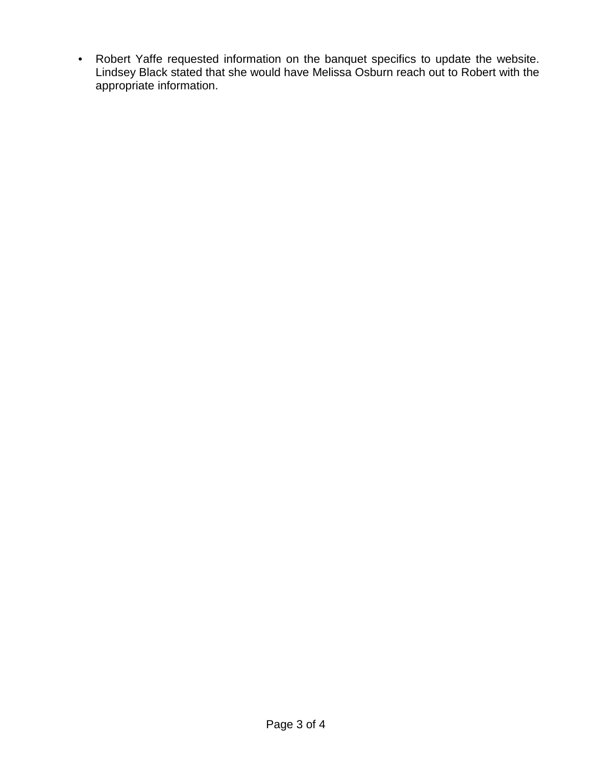- Robert Yaffe requested information on the banquet specifics to update the website. Lindsey Black stated that she would have Melissa Osburn reach out to Robert with the appropriate information.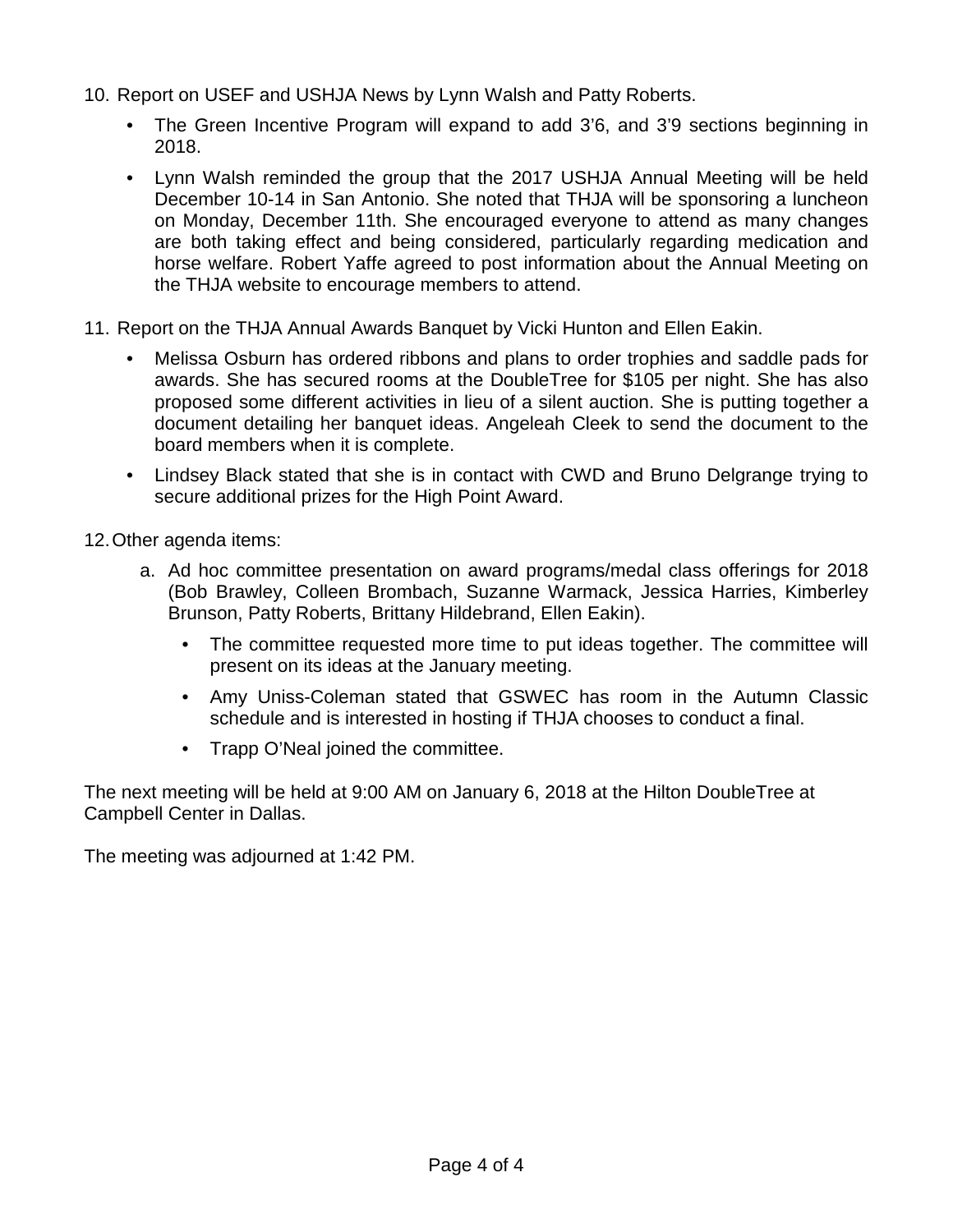10. Report on USEF and USHJA News by Lynn Walsh and Patty Roberts.
    - The Green Incentive Program will expand to add 3'6, and 3'9 sections beginning in 2018.
    - Lynn Walsh reminded the group that the 2017 USHJA Annual Meeting will be held December 10-14 in San Antonio. She noted that THJA will be sponsoring a luncheon on Monday, December 11th. She encouraged everyone to attend as many changes are both taking effect and being considered, particularly regarding medication and horse welfare. Robert Yaffe agreed to post information about the Annual Meeting on the THJA website to encourage members to attend.

11. Report on the THJA Annual Awards Banquet by Vicki Hunton and Ellen Eakin.
    - Melissa Osburn has ordered ribbons and plans to order trophies and saddle pads for awards. She has secured rooms at the DoubleTree for $105 per night. She has also proposed some different activities in lieu of a silent auction. She is putting together a document detailing her banquet ideas. Angeleah Cleek to send the document to the board members when it is complete.
    - Lindsey Black stated that she is in contact with CWD and Bruno Delgrange trying to secure additional prizes for the High Point Award.

12. Other agenda items:
    a. Ad hoc committee presentation on award programs/medal class offerings for 2018 (Bob Brawley, Colleen Brombach, Suzanne Warmack, Jessica Harries, Kimberley Brunson, Patty Roberts, Brittany Hildebrand, Ellen Eakin).
       - The committee requested more time to put ideas together. The committee will present on its ideas at the January meeting.
       - Amy Uniss-Coleman stated that GSWEC has room in the Autumn Classic schedule and is interested in hosting if THJA chooses to conduct a final.
       - Trapp O'Neal joined the committee.

The next meeting will be held at 9:00 AM on January 6, 2018 at the Hilton DoubleTree at Campbell Center in Dallas.

The meeting was adjourned at 1:42 PM.